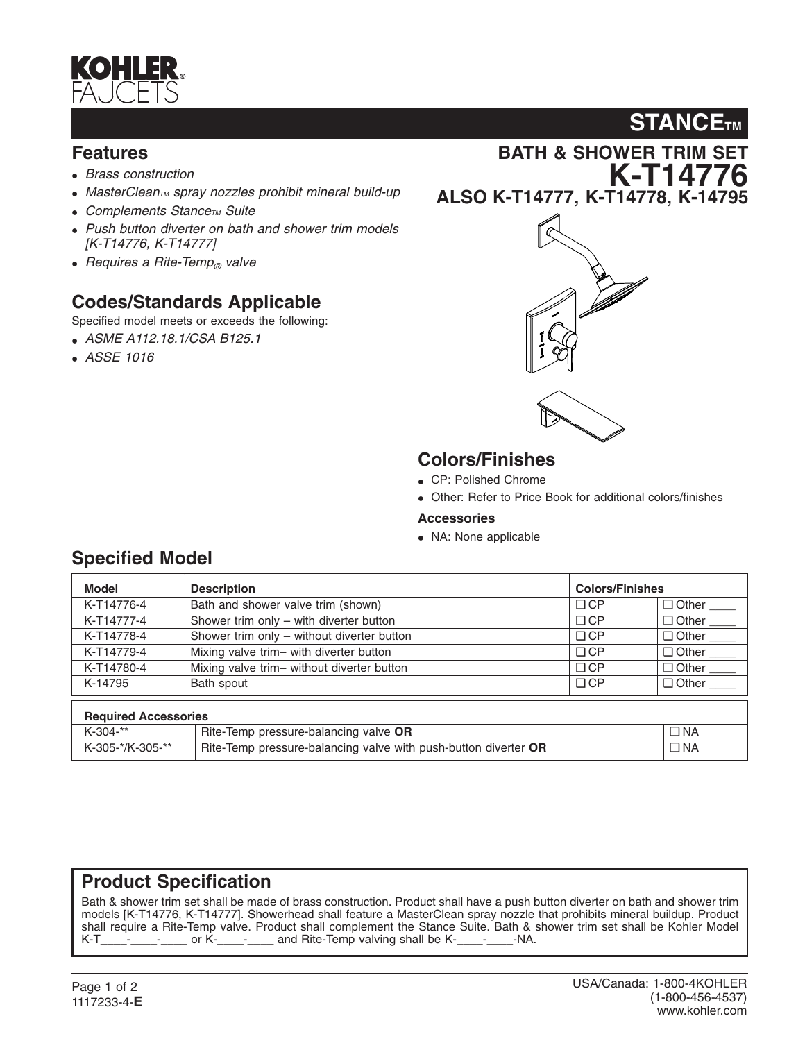# KOHLER FAUCETS

## STANCE™

## BATH & SHOWER TRIM SET K-T14776

## ALSO K-T14777, K-T14778, K-14795

## Features

- *Brass construction*
- *MasterClean™ spray nozzles prohibit mineral build-up*
- *Complements Stance™ Suite*
- *Push button diverter on bath and shower trim models [K-T14776, K-T14777]*
- *Requires a Rite-Temp® valve*

## Codes/Standards Applicable

Specified model meets or exceeds the following:

- *ASME A112.18.1/CSA B125.1*
- *ASSE 1016*

## Colors/Finishes

- CP: Polished Chrome
- Other: Refer to Price Book for additional colors/finishes

**Accessories**

- NA: None applicable

## Specified Model

| Model | Description | Colors/Finishes | |
|---|---|---|---|
| K-T14776-4 | Bath and shower valve trim (shown) | ❑ CP | ❑ Other ____ |
| K-T14777-4 | Shower trim only – with diverter button | ❑ CP | ❑ Other ____ |
| K-T14778-4 | Shower trim only – without diverter button | ❑ CP | ❑ Other ____ |
| K-T14779-4 | Mixing valve trim– with diverter button | ❑ CP | ❑ Other ____ |
| K-T14780-4 | Mixing valve trim– without diverter button | ❑ CP | ❑ Other ____ |
| K-14795 | Bath spout | ❑ CP | ❑ Other ____ |

| Required Accessories | | |
|---|---|---|
| K-304-** | Rite-Temp pressure-balancing valve **OR** | ❑ NA |
| K-305-*/K-305-** | Rite-Temp pressure-balancing valve with push-button diverter **OR** | ❑ NA |

## Product Specification

Bath & shower trim set shall be made of brass construction. Product shall have a push button diverter on bath and shower trim models [K-T14776, K-T14777]. Showerhead shall feature a MasterClean spray nozzle that prohibits mineral buildup. Product shall require a Rite-Temp valve. Product shall complement the Stance Suite. Bath & shower trim set shall be Kohler Model K-T____-____-____ or K-____-____ and Rite-Temp valving shall be K-____-____-NA.

1117233-4-**E**

USA/Canada: 1-800-4KOHLER
(1-800-456-4537)
www.kohler.com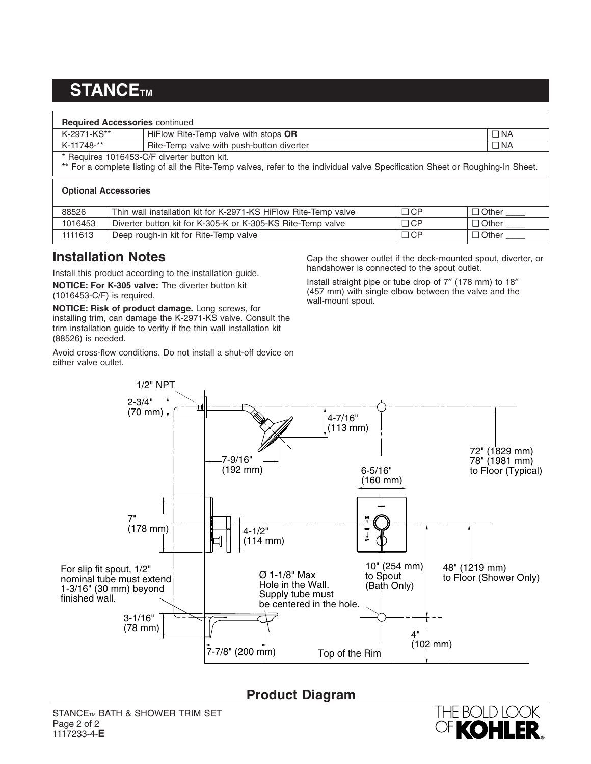# STANCE™

| Required Accessories continued | | |
|---|---|---|
| K-2971-KS** | HiFlow Rite-Temp valve with stops **OR** | ❑ NA |
| K-11748-** | Rite-Temp valve with push-button diverter | ❑ NA |

\* Requires 1016453-C/F diverter button kit.
** For a complete listing of all the Rite-Temp valves, refer to the individual valve Specification Sheet or Roughing-In Sheet.

| Optional Accessories | | | |
|---|---|---|---|
| 88526 | Thin wall installation kit for K-2971-KS HiFlow Rite-Temp valve | ❑ CP | ❑ Other ____ |
| 1016453 | Diverter button kit for K-305-K or K-305-KS Rite-Temp valve | ❑ CP | ❑ Other ____ |
| 1111613 | Deep rough-in kit for Rite-Temp valve | ❑ CP | ❑ Other ____ |

## Installation Notes

Install this product according to the installation guide.

**NOTICE: For K-305 valve:** The diverter button kit (1016453-C/F) is required.

**NOTICE: Risk of product damage.** Long screws, for installing trim, can damage the K-2971-KS valve. Consult the trim installation guide to verify if the thin wall installation kit (88526) is needed.

Avoid cross-flow conditions. Do not install a shut-off device on either valve outlet.

Cap the shower outlet if the deck-mounted spout, diverter, or handshower is connected to the spout outlet.

Install straight pipe or tube drop of 7″ (178 mm) to 18″ (457 mm) with single elbow between the valve and the wall-mount spout.

1/2" NPT
2-3/4" (70 mm)
4-7/16" (113 mm)
7-9/16" (192 mm)
72" (1829 mm)
78" (1981 mm)
to Floor (Typical)
6-5/16" (160 mm)
7" (178 mm)
4-1/2" (114 mm)
For slip fit spout, 1/2" nominal tube must extend 1-3/16" (30 mm) beyond finished wall.
Ø 1-1/8" Max
Hole in the Wall.
Supply tube must be centered in the hole.
10" (254 mm) to Spout (Bath Only)
48" (1219 mm) to Floor (Shower Only)
3-1/16" (78 mm)
4" (102 mm)
7-7/8" (200 mm)
Top of the Rim

## Product Diagram

STANCE™ BATH & SHOWER TRIM SET
1117233-4-**E**